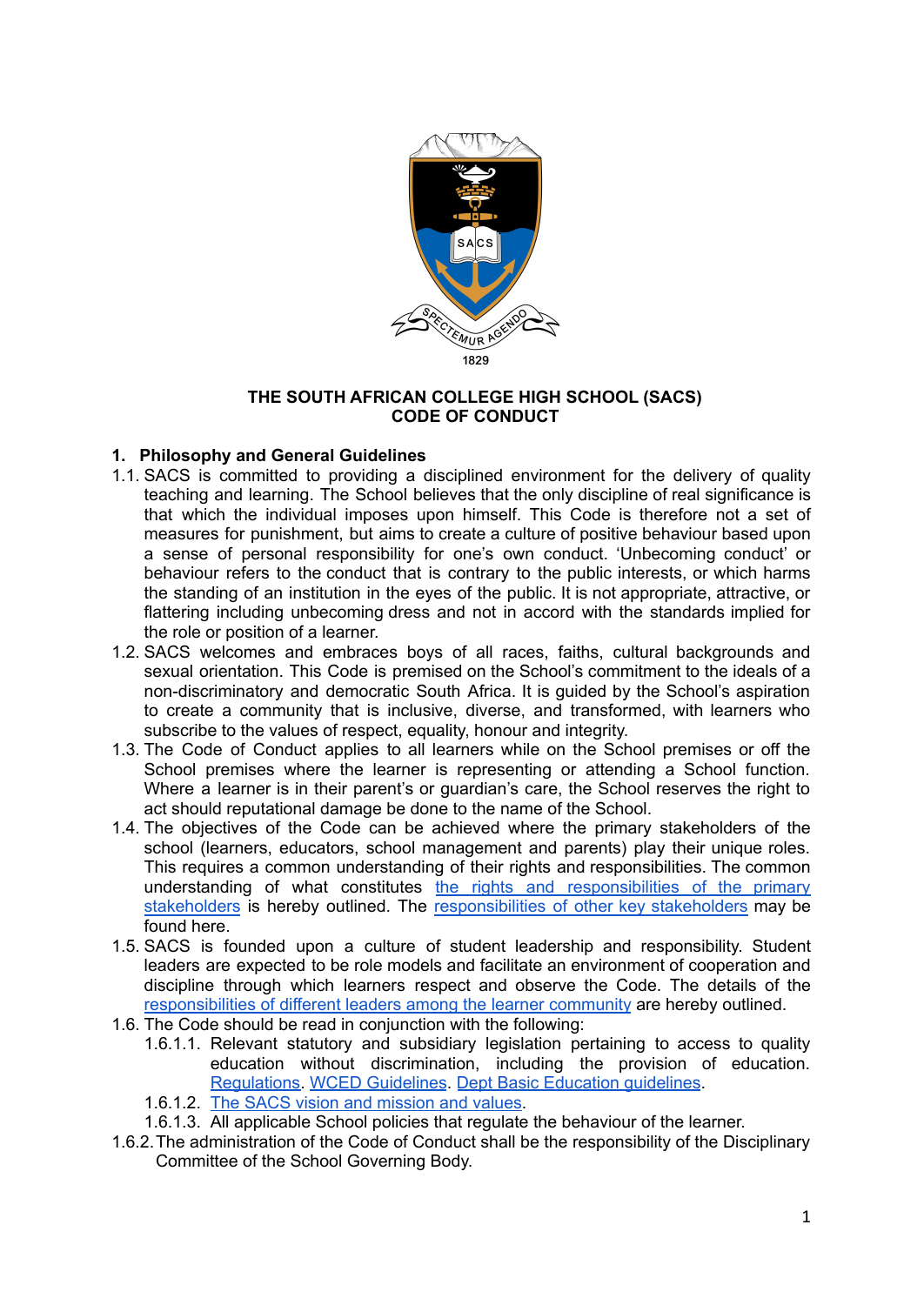# THE SOUTH AFRICAN COLLEGE HIGH SCHOOL (SACS)
# CODE OF CONDUCT

## 1. Philosophy and General Guidelines

1.1. SACS is committed to providing a disciplined environment for the delivery of quality teaching and learning. The School believes that the only discipline of real significance is that which the individual imposes upon himself. This Code is therefore not a set of measures for punishment, but aims to create a culture of positive behaviour based upon a sense of personal responsibility for one's own conduct. 'Unbecoming conduct' or behaviour refers to the conduct that is contrary to the public interests, or which harms the standing of an institution in the eyes of the public. It is not appropriate, attractive, or flattering including unbecoming dress and not in accord with the standards implied for the role or position of a learner.

1.2. SACS welcomes and embraces boys of all races, faiths, cultural backgrounds and sexual orientation. This Code is premised on the School's commitment to the ideals of a non-discriminatory and democratic South Africa. It is guided by the School's aspiration to create a community that is inclusive, diverse, and transformed, with learners who subscribe to the values of respect, equality, honour and integrity.

1.3. The Code of Conduct applies to all learners while on the School premises or off the School premises where the learner is representing or attending a School function. Where a learner is in their parent's or guardian's care, the School reserves the right to act should reputational damage be done to the name of the School.

1.4. The objectives of the Code can be achieved where the primary stakeholders of the school (learners, educators, school management and parents) play their unique roles. This requires a common understanding of their rights and responsibilities. The common understanding of what constitutes the rights and responsibilities of the primary stakeholders is hereby outlined. The responsibilities of other key stakeholders may be found here.

1.5. SACS is founded upon a culture of student leadership and responsibility. Student leaders are expected to be role models and facilitate an environment of cooperation and discipline through which learners respect and observe the Code. The details of the responsibilities of different leaders among the learner community are hereby outlined.

1.6. The Code should be read in conjunction with the following:

- 1.6.1.1. Relevant statutory and subsidiary legislation pertaining to access to quality education without discrimination, including the provision of education. Regulations. WCED Guidelines. Dept Basic Education guidelines.
- 1.6.1.2. The SACS vision and mission and values.
- 1.6.1.3. All applicable School policies that regulate the behaviour of the learner.

1.6.2. The administration of the Code of Conduct shall be the responsibility of the Disciplinary Committee of the School Governing Body.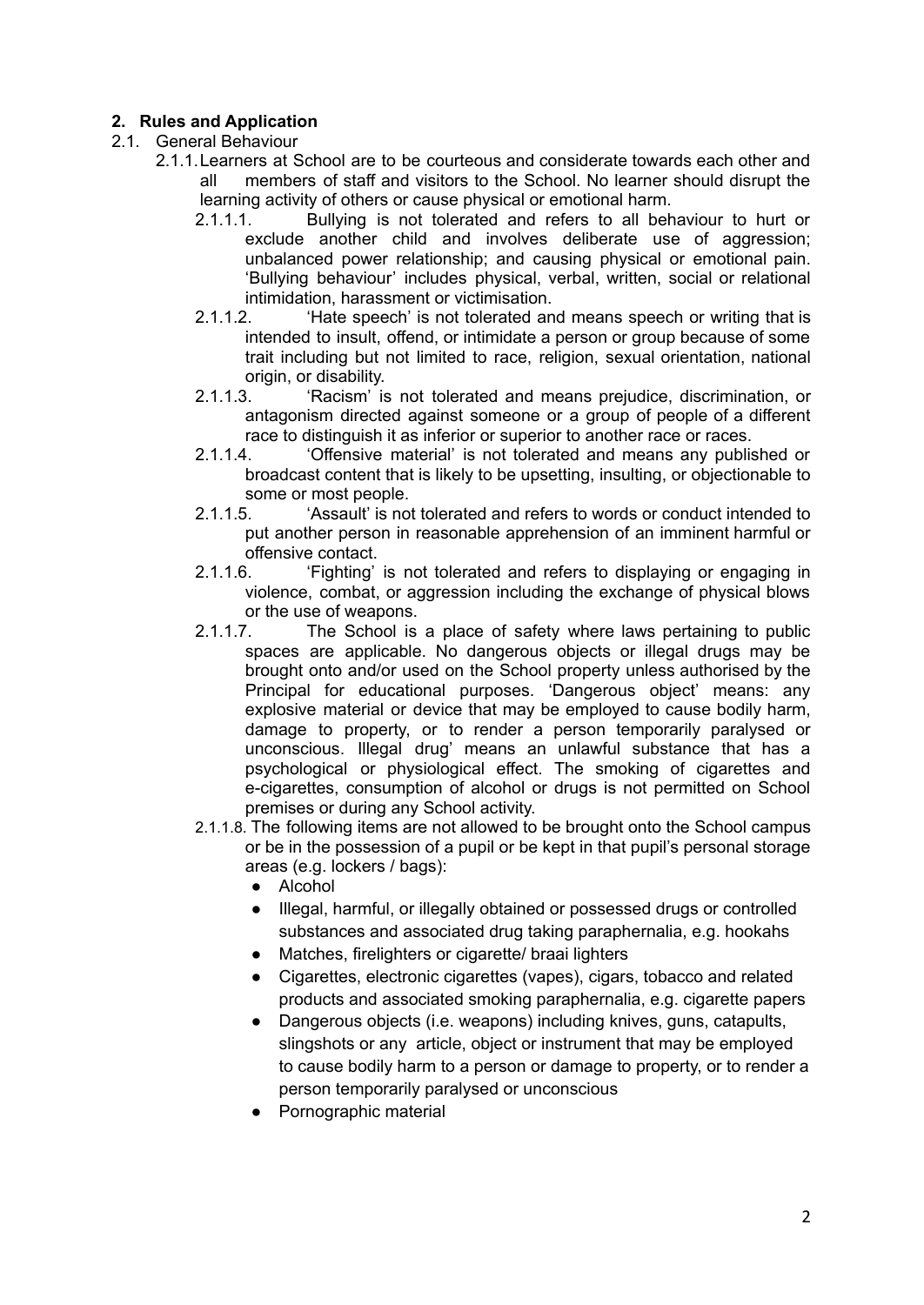## 2. Rules and Application

2.1. General Behaviour

2.1.1. Learners at School are to be courteous and considerate towards each other and all members of staff and visitors to the School. No learner should disrupt the learning activity of others or cause physical or emotional harm.

2.1.1.1. Bullying is not tolerated and refers to all behaviour to hurt or exclude another child and involves deliberate use of aggression; unbalanced power relationship; and causing physical or emotional pain. 'Bullying behaviour' includes physical, verbal, written, social or relational intimidation, harassment or victimisation.

2.1.1.2. 'Hate speech' is not tolerated and means speech or writing that is intended to insult, offend, or intimidate a person or group because of some trait including but not limited to race, religion, sexual orientation, national origin, or disability.

2.1.1.3. 'Racism' is not tolerated and means prejudice, discrimination, or antagonism directed against someone or a group of people of a different race to distinguish it as inferior or superior to another race or races.

2.1.1.4. 'Offensive material' is not tolerated and means any published or broadcast content that is likely to be upsetting, insulting, or objectionable to some or most people.

2.1.1.5. 'Assault' is not tolerated and refers to words or conduct intended to put another person in reasonable apprehension of an imminent harmful or offensive contact.

2.1.1.6. 'Fighting' is not tolerated and refers to displaying or engaging in violence, combat, or aggression including the exchange of physical blows or the use of weapons.

2.1.1.7. The School is a place of safety where laws pertaining to public spaces are applicable. No dangerous objects or illegal drugs may be brought onto and/or used on the School property unless authorised by the Principal for educational purposes. 'Dangerous object' means: any explosive material or device that may be employed to cause bodily harm, damage to property, or to render a person temporarily paralysed or unconscious. Illegal drug' means an unlawful substance that has a psychological or physiological effect. The smoking of cigarettes and e-cigarettes, consumption of alcohol or drugs is not permitted on School premises or during any School activity.

2.1.1.8. The following items are not allowed to be brought onto the School campus or be in the possession of a pupil or be kept in that pupil's personal storage areas (e.g. lockers / bags):

- Alcohol
- Illegal, harmful, or illegally obtained or possessed drugs or controlled substances and associated drug taking paraphernalia, e.g. hookahs
- Matches, firelighters or cigarette/ braai lighters
- Cigarettes, electronic cigarettes (vapes), cigars, tobacco and related products and associated smoking paraphernalia, e.g. cigarette papers
- Dangerous objects (i.e. weapons) including knives, guns, catapults, slingshots or any article, object or instrument that may be employed to cause bodily harm to a person or damage to property, or to render a person temporarily paralysed or unconscious
- Pornographic material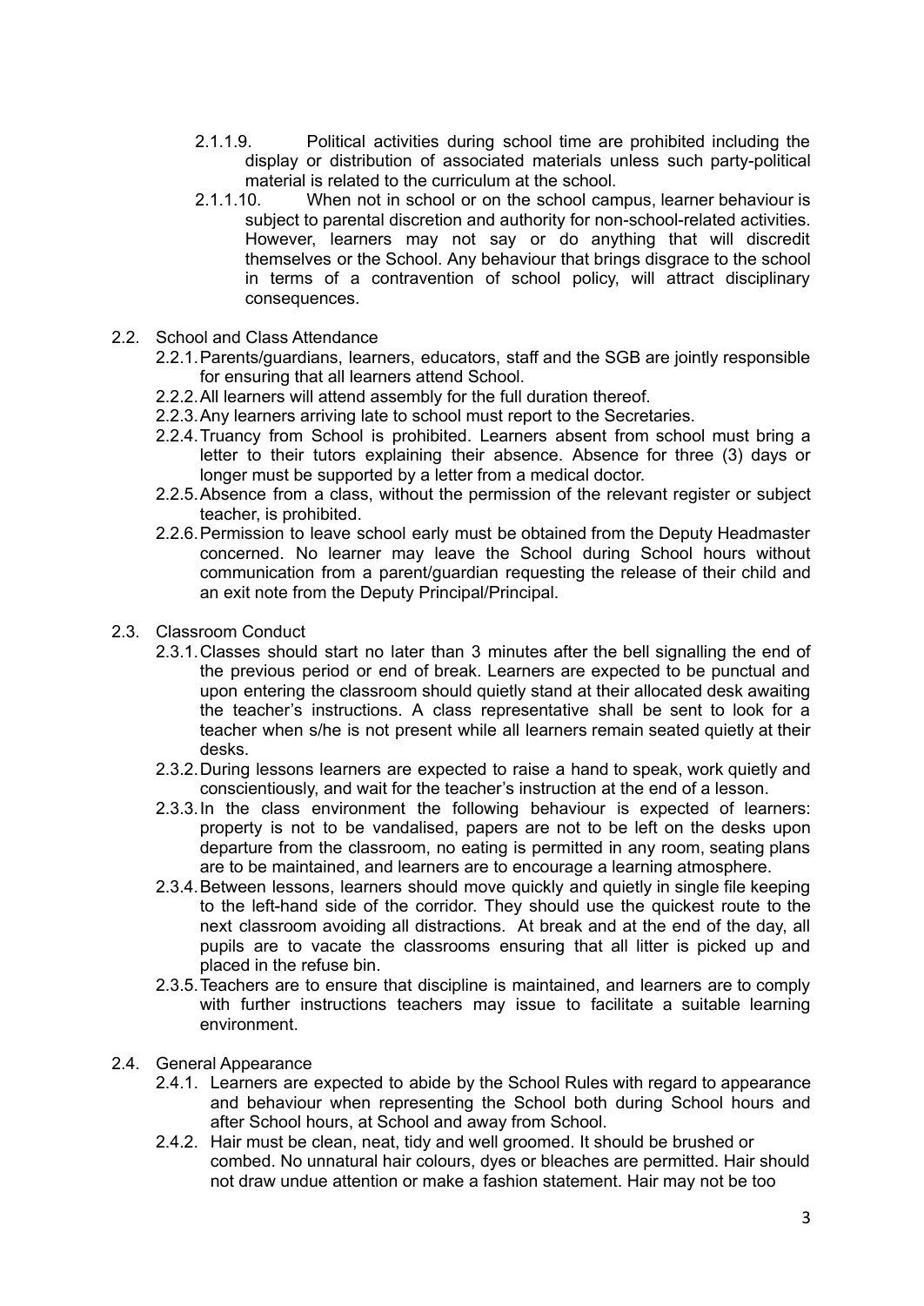2.1.1.9. Political activities during school time are prohibited including the display or distribution of associated materials unless such party-political material is related to the curriculum at the school.

2.1.1.10. When not in school or on the school campus, learner behaviour is subject to parental discretion and authority for non-school-related activities. However, learners may not say or do anything that will discredit themselves or the School. Any behaviour that brings disgrace to the school in terms of a contravention of school policy, will attract disciplinary consequences.

2.2. School and Class Attendance

2.2.1. Parents/guardians, learners, educators, staff and the SGB are jointly responsible for ensuring that all learners attend School.

2.2.2. All learners will attend assembly for the full duration thereof.

2.2.3. Any learners arriving late to school must report to the Secretaries.

2.2.4. Truancy from School is prohibited. Learners absent from school must bring a letter to their tutors explaining their absence. Absence for three (3) days or longer must be supported by a letter from a medical doctor.

2.2.5. Absence from a class, without the permission of the relevant register or subject teacher, is prohibited.

2.2.6. Permission to leave school early must be obtained from the Deputy Headmaster concerned. No learner may leave the School during School hours without communication from a parent/guardian requesting the release of their child and an exit note from the Deputy Principal/Principal.

2.3. Classroom Conduct

2.3.1. Classes should start no later than 3 minutes after the bell signalling the end of the previous period or end of break. Learners are expected to be punctual and upon entering the classroom should quietly stand at their allocated desk awaiting the teacher's instructions. A class representative shall be sent to look for a teacher when s/he is not present while all learners remain seated quietly at their desks.

2.3.2. During lessons learners are expected to raise a hand to speak, work quietly and conscientiously, and wait for the teacher's instruction at the end of a lesson.

2.3.3. In the class environment the following behaviour is expected of learners: property is not to be vandalised, papers are not to be left on the desks upon departure from the classroom, no eating is permitted in any room, seating plans are to be maintained, and learners are to encourage a learning atmosphere.

2.3.4. Between lessons, learners should move quickly and quietly in single file keeping to the left-hand side of the corridor. They should use the quickest route to the next classroom avoiding all distractions. At break and at the end of the day, all pupils are to vacate the classrooms ensuring that all litter is picked up and placed in the refuse bin.

2.3.5. Teachers are to ensure that discipline is maintained, and learners are to comply with further instructions teachers may issue to facilitate a suitable learning environment.

2.4. General Appearance

2.4.1. Learners are expected to abide by the School Rules with regard to appearance and behaviour when representing the School both during School hours and after School hours, at School and away from School.

2.4.2. Hair must be clean, neat, tidy and well groomed. It should be brushed or combed. No unnatural hair colours, dyes or bleaches are permitted. Hair should not draw undue attention or make a fashion statement. Hair may not be too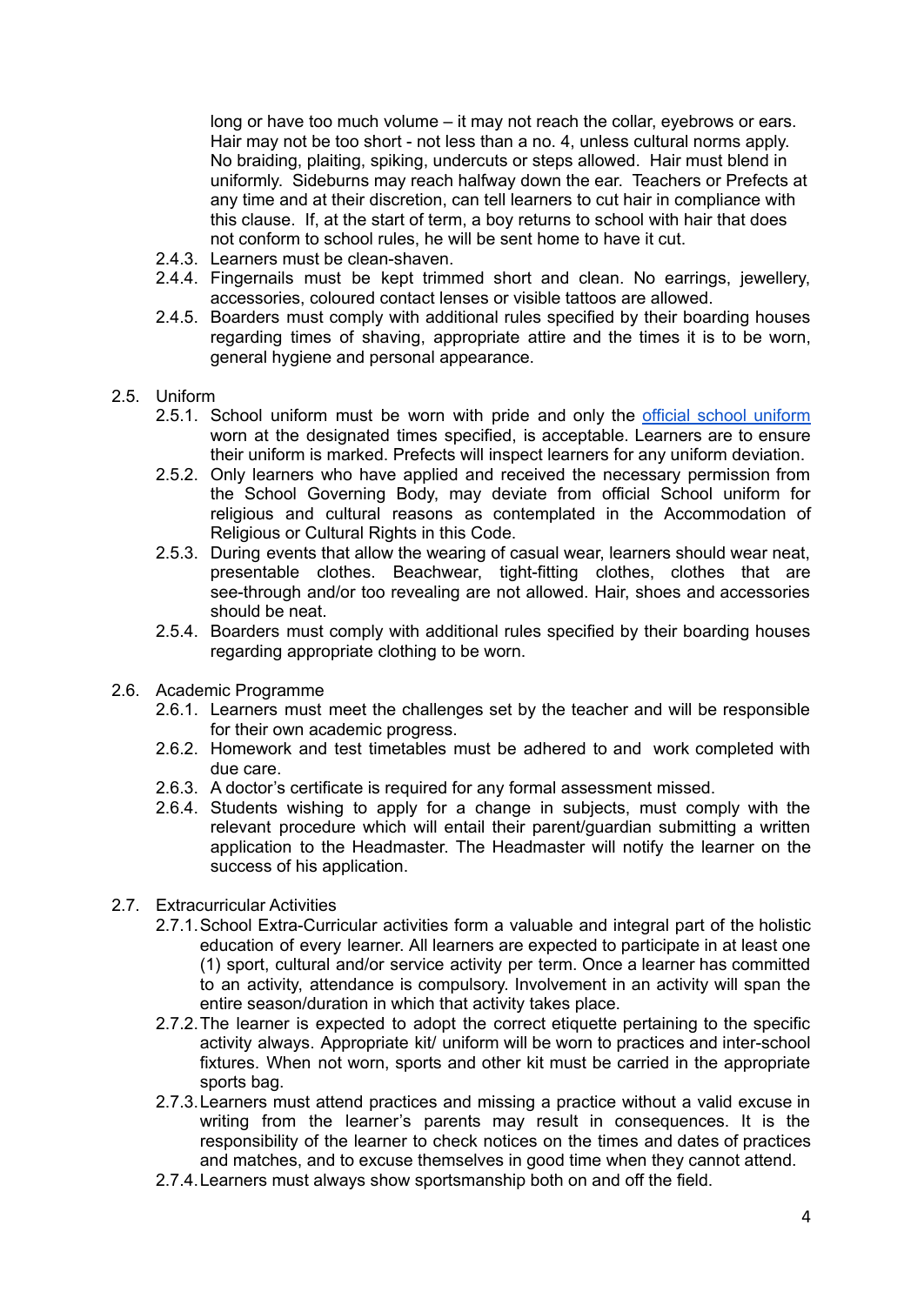long or have too much volume – it may not reach the collar, eyebrows or ears. Hair may not be too short - not less than a no. 4, unless cultural norms apply. No braiding, plaiting, spiking, undercuts or steps allowed. Hair must blend in uniformly. Sideburns may reach halfway down the ear. Teachers or Prefects at any time and at their discretion, can tell learners to cut hair in compliance with this clause. If, at the start of term, a boy returns to school with hair that does not conform to school rules, he will be sent home to have it cut.

2.4.3. Learners must be clean-shaven.

2.4.4. Fingernails must be kept trimmed short and clean. No earrings, jewellery, accessories, coloured contact lenses or visible tattoos are allowed.

2.4.5. Boarders must comply with additional rules specified by their boarding houses regarding times of shaving, appropriate attire and the times it is to be worn, general hygiene and personal appearance.

2.5. Uniform

2.5.1. School uniform must be worn with pride and only the official school uniform worn at the designated times specified, is acceptable. Learners are to ensure their uniform is marked. Prefects will inspect learners for any uniform deviation.

2.5.2. Only learners who have applied and received the necessary permission from the School Governing Body, may deviate from official School uniform for religious and cultural reasons as contemplated in the Accommodation of Religious or Cultural Rights in this Code.

2.5.3. During events that allow the wearing of casual wear, learners should wear neat, presentable clothes. Beachwear, tight-fitting clothes, clothes that are see-through and/or too revealing are not allowed. Hair, shoes and accessories should be neat.

2.5.4. Boarders must comply with additional rules specified by their boarding houses regarding appropriate clothing to be worn.

2.6. Academic Programme

2.6.1. Learners must meet the challenges set by the teacher and will be responsible for their own academic progress.

2.6.2. Homework and test timetables must be adhered to and work completed with due care.

2.6.3. A doctor's certificate is required for any formal assessment missed.

2.6.4. Students wishing to apply for a change in subjects, must comply with the relevant procedure which will entail their parent/guardian submitting a written application to the Headmaster. The Headmaster will notify the learner on the success of his application.

2.7. Extracurricular Activities

2.7.1. School Extra-Curricular activities form a valuable and integral part of the holistic education of every learner. All learners are expected to participate in at least one (1) sport, cultural and/or service activity per term. Once a learner has committed to an activity, attendance is compulsory. Involvement in an activity will span the entire season/duration in which that activity takes place.

2.7.2. The learner is expected to adopt the correct etiquette pertaining to the specific activity always. Appropriate kit/ uniform will be worn to practices and inter-school fixtures. When not worn, sports and other kit must be carried in the appropriate sports bag.

2.7.3. Learners must attend practices and missing a practice without a valid excuse in writing from the learner's parents may result in consequences. It is the responsibility of the learner to check notices on the times and dates of practices and matches, and to excuse themselves in good time when they cannot attend.

2.7.4. Learners must always show sportsmanship both on and off the field.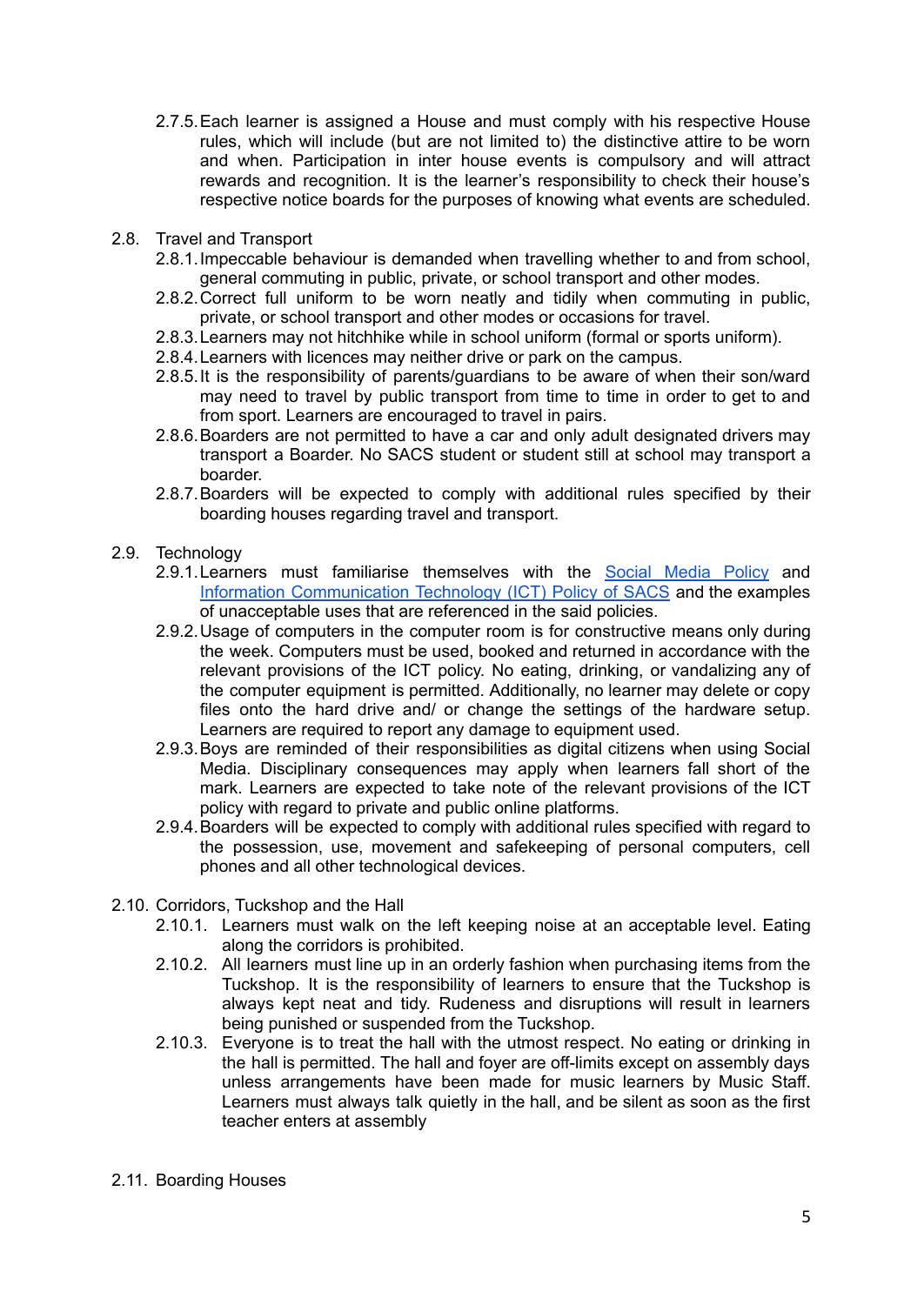2.7.5. Each learner is assigned a House and must comply with his respective House rules, which will include (but are not limited to) the distinctive attire to be worn and when. Participation in inter house events is compulsory and will attract rewards and recognition. It is the learner's responsibility to check their house's respective notice boards for the purposes of knowing what events are scheduled.

2.8. Travel and Transport

2.8.1. Impeccable behaviour is demanded when travelling whether to and from school, general commuting in public, private, or school transport and other modes.

2.8.2. Correct full uniform to be worn neatly and tidily when commuting in public, private, or school transport and other modes or occasions for travel.

2.8.3. Learners may not hitchhike while in school uniform (formal or sports uniform).

2.8.4. Learners with licences may neither drive or park on the campus.

2.8.5. It is the responsibility of parents/guardians to be aware of when their son/ward may need to travel by public transport from time to time in order to get to and from sport. Learners are encouraged to travel in pairs.

2.8.6. Boarders are not permitted to have a car and only adult designated drivers may transport a Boarder. No SACS student or student still at school may transport a boarder.

2.8.7. Boarders will be expected to comply with additional rules specified by their boarding houses regarding travel and transport.

2.9. Technology

2.9.1. Learners must familiarise themselves with the [Social Media Policy] and [Information Communication Technology (ICT) Policy of SACS] and the examples of unacceptable uses that are referenced in the said policies.

2.9.2. Usage of computers in the computer room is for constructive means only during the week. Computers must be used, booked and returned in accordance with the relevant provisions of the ICT policy. No eating, drinking, or vandalizing any of the computer equipment is permitted. Additionally, no learner may delete or copy files onto the hard drive and/ or change the settings of the hardware setup. Learners are required to report any damage to equipment used.

2.9.3. Boys are reminded of their responsibilities as digital citizens when using Social Media. Disciplinary consequences may apply when learners fall short of the mark. Learners are expected to take note of the relevant provisions of the ICT policy with regard to private and public online platforms.

2.9.4. Boarders will be expected to comply with additional rules specified with regard to the possession, use, movement and safekeeping of personal computers, cell phones and all other technological devices.

2.10. Corridors, Tuckshop and the Hall

2.10.1. Learners must walk on the left keeping noise at an acceptable level. Eating along the corridors is prohibited.

2.10.2. All learners must line up in an orderly fashion when purchasing items from the Tuckshop. It is the responsibility of learners to ensure that the Tuckshop is always kept neat and tidy. Rudeness and disruptions will result in learners being punished or suspended from the Tuckshop.

2.10.3. Everyone is to treat the hall with the utmost respect. No eating or drinking in the hall is permitted. The hall and foyer are off-limits except on assembly days unless arrangements have been made for music learners by Music Staff. Learners must always talk quietly in the hall, and be silent as soon as the first teacher enters at assembly

2.11. Boarding Houses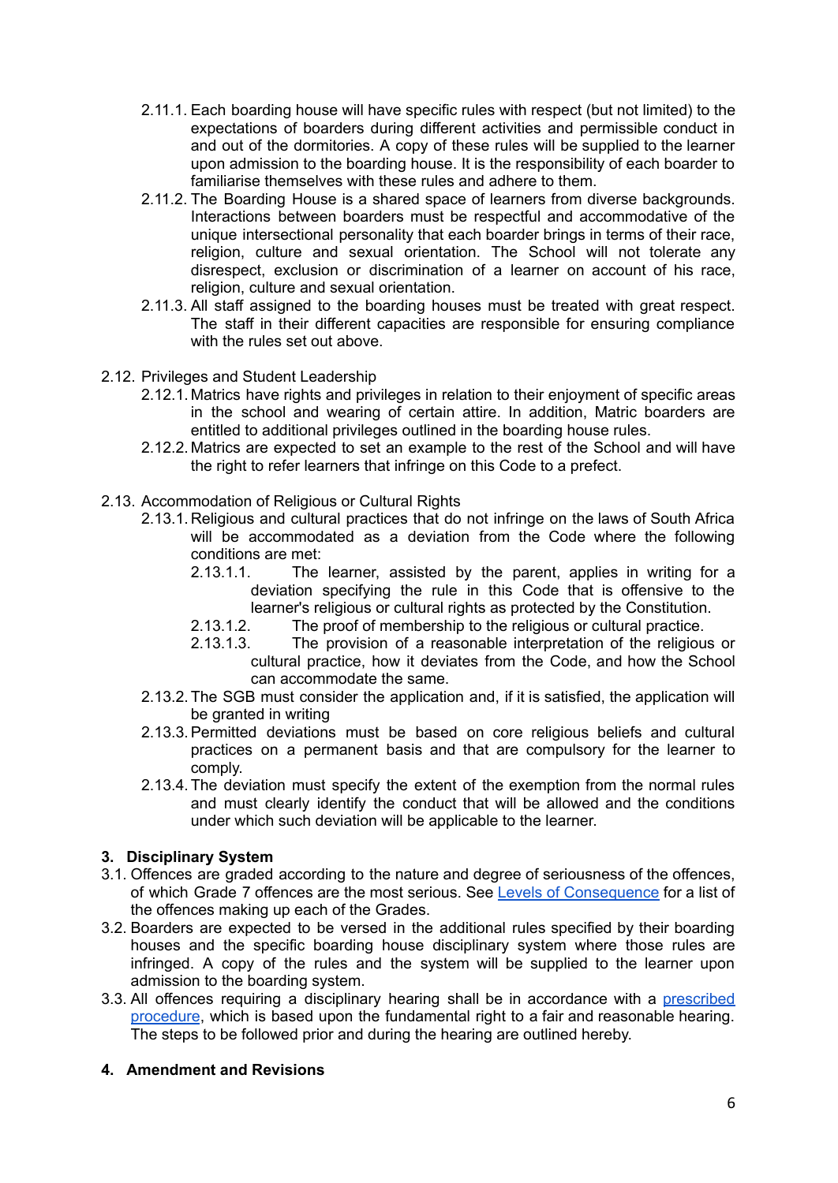- 2.11.1. Each boarding house will have specific rules with respect (but not limited) to the expectations of boarders during different activities and permissible conduct in and out of the dormitories. A copy of these rules will be supplied to the learner upon admission to the boarding house. It is the responsibility of each boarder to familiarise themselves with these rules and adhere to them.
- 2.11.2. The Boarding House is a shared space of learners from diverse backgrounds. Interactions between boarders must be respectful and accommodative of the unique intersectional personality that each boarder brings in terms of their race, religion, culture and sexual orientation. The School will not tolerate any disrespect, exclusion or discrimination of a learner on account of his race, religion, culture and sexual orientation.
- 2.11.3. All staff assigned to the boarding houses must be treated with great respect. The staff in their different capacities are responsible for ensuring compliance with the rules set out above.

2.12. Privileges and Student Leadership

- 2.12.1. Matrics have rights and privileges in relation to their enjoyment of specific areas in the school and wearing of certain attire. In addition, Matric boarders are entitled to additional privileges outlined in the boarding house rules.
- 2.12.2. Matrics are expected to set an example to the rest of the School and will have the right to refer learners that infringe on this Code to a prefect.

2.13. Accommodation of Religious or Cultural Rights

- 2.13.1. Religious and cultural practices that do not infringe on the laws of South Africa will be accommodated as a deviation from the Code where the following conditions are met:
  - 2.13.1.1. The learner, assisted by the parent, applies in writing for a deviation specifying the rule in this Code that is offensive to the learner's religious or cultural rights as protected by the Constitution.
  - 2.13.1.2. The proof of membership to the religious or cultural practice.
  - 2.13.1.3. The provision of a reasonable interpretation of the religious or cultural practice, how it deviates from the Code, and how the School can accommodate the same.
- 2.13.2. The SGB must consider the application and, if it is satisfied, the application will be granted in writing
- 2.13.3. Permitted deviations must be based on core religious beliefs and cultural practices on a permanent basis and that are compulsory for the learner to comply.
- 2.13.4. The deviation must specify the extent of the exemption from the normal rules and must clearly identify the conduct that will be allowed and the conditions under which such deviation will be applicable to the learner.

## 3. Disciplinary System

3.1. Offences are graded according to the nature and degree of seriousness of the offences, of which Grade 7 offences are the most serious. See Levels of Consequence for a list of the offences making up each of the Grades.

3.2. Boarders are expected to be versed in the additional rules specified by their boarding houses and the specific boarding house disciplinary system where those rules are infringed. A copy of the rules and the system will be supplied to the learner upon admission to the boarding system.

3.3. All offences requiring a disciplinary hearing shall be in accordance with a prescribed procedure, which is based upon the fundamental right to a fair and reasonable hearing. The steps to be followed prior and during the hearing are outlined hereby.

## 4. Amendment and Revisions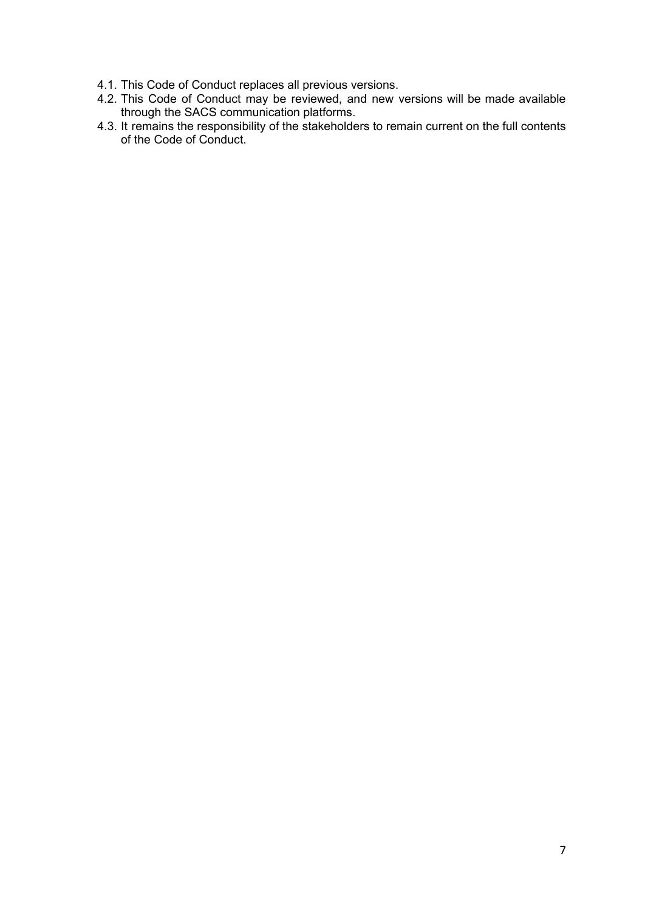4.1. This Code of Conduct replaces all previous versions.
4.2. This Code of Conduct may be reviewed, and new versions will be made available through the SACS communication platforms.
4.3. It remains the responsibility of the stakeholders to remain current on the full contents of the Code of Conduct.